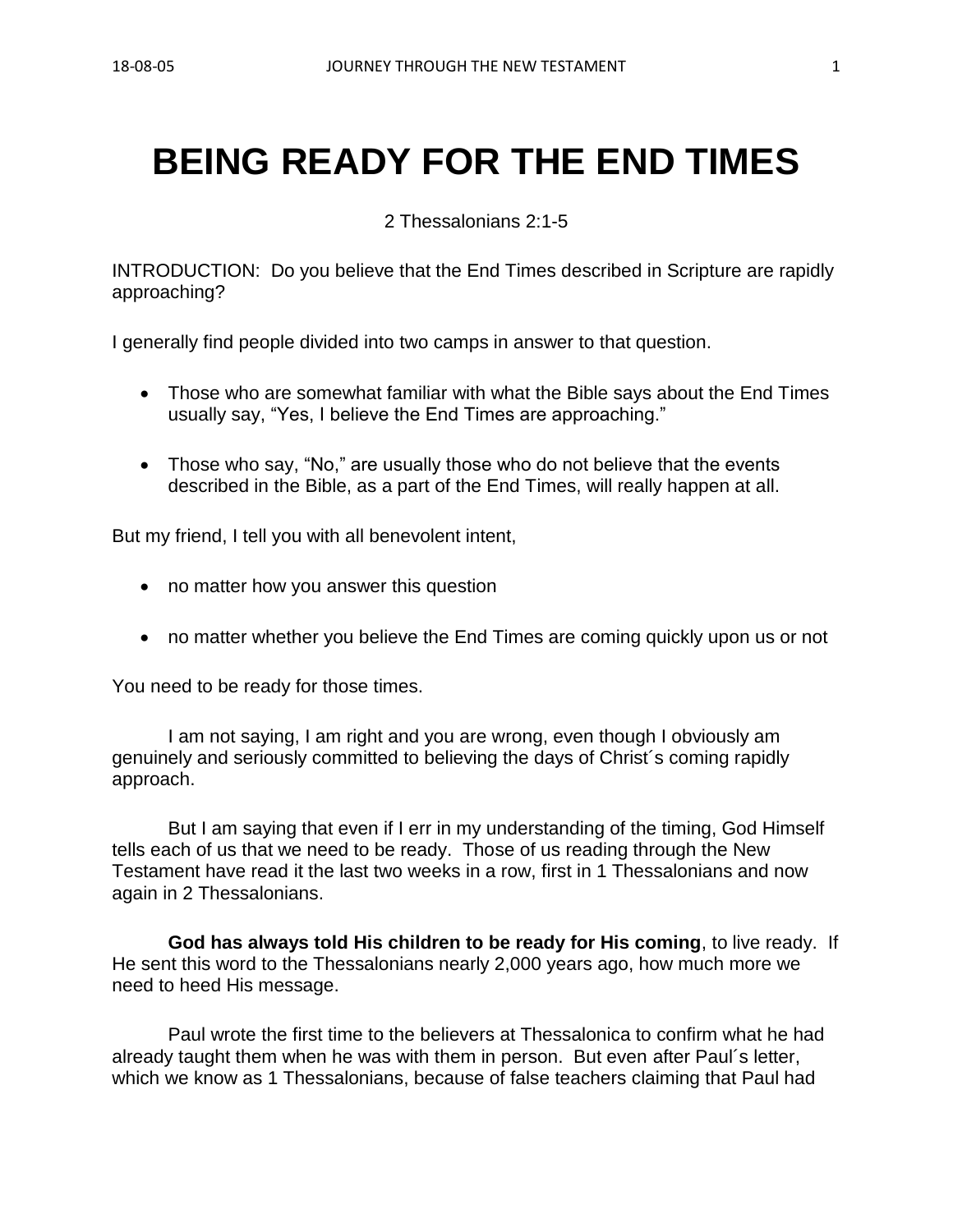# BEING READY FOR THE END TIMES

2 Thessalonians 2:1-5

INTRODUCTION: Do you believe that the End Times described in Scripture are rapidly approaching?

I generally find people divided into two camps in answer to that question.

- Those who are somewhat familiar with what the Bible says about the End Times usually say, “Yes, I believe the End Times are approaching.”
- Those who say, “No,” are usually those who do not believe that the events described in the Bible, as a part of the End Times, will really happen at all.

But my friend, I tell you with all benevolent intent,

- no matter how you answer this question
- no matter whether you believe the End Times are coming quickly upon us or not

You need to be ready for those times.

I am not saying, I am right and you are wrong, even though I obviously am genuinely and seriously committed to believing the days of Christ´s coming rapidly approach.

But I am saying that even if I err in my understanding of the timing, God Himself tells each of us that we need to be ready. Those of us reading through the New Testament have read it the last two weeks in a row, first in 1 Thessalonians and now again in 2 Thessalonians.

**God has always told His children to be ready for His coming**, to live ready. If He sent this word to the Thessalonians nearly 2,000 years ago, how much more we need to heed His message.

Paul wrote the first time to the believers at Thessalonica to confirm what he had already taught them when he was with them in person. But even after Paul´s letter, which we know as 1 Thessalonians, because of false teachers claiming that Paul had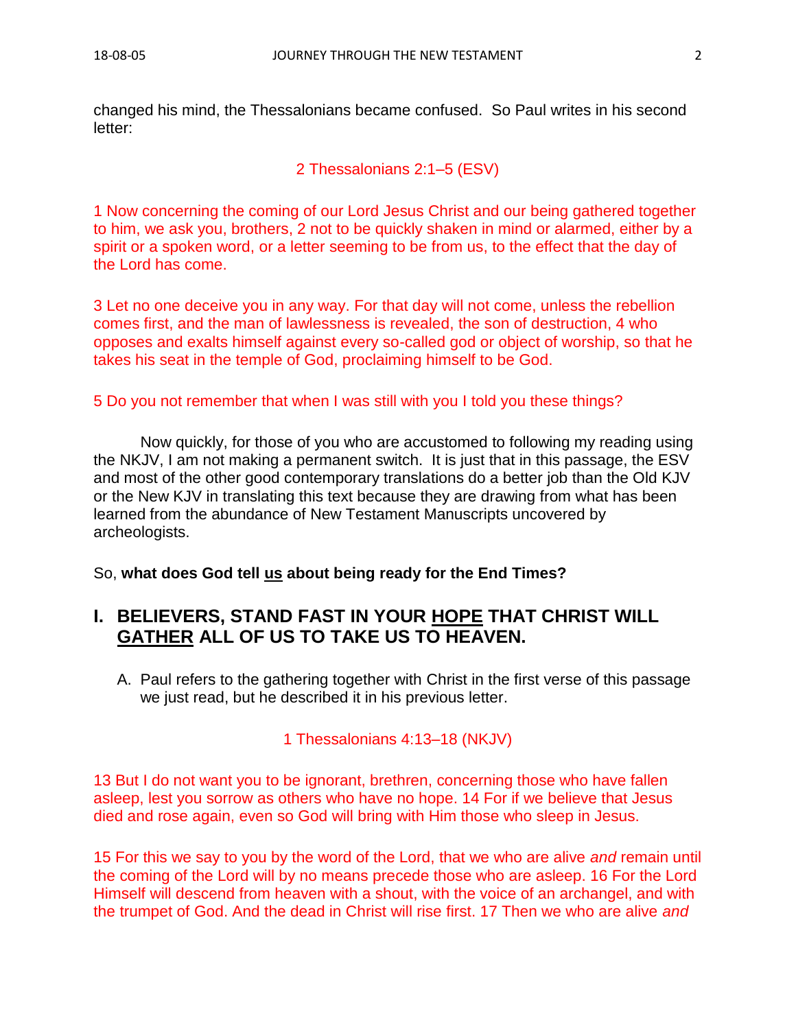changed his mind, the Thessalonians became confused. So Paul writes in his second letter:

2 Thessalonians 2:1–5 (ESV)

1 Now concerning the coming of our Lord Jesus Christ and our being gathered together to him, we ask you, brothers, 2 not to be quickly shaken in mind or alarmed, either by a spirit or a spoken word, or a letter seeming to be from us, to the effect that the day of the Lord has come.

3 Let no one deceive you in any way. For that day will not come, unless the rebellion comes first, and the man of lawlessness is revealed, the son of destruction, 4 who opposes and exalts himself against every so-called god or object of worship, so that he takes his seat in the temple of God, proclaiming himself to be God.

5 Do you not remember that when I was still with you I told you these things?

Now quickly, for those of you who are accustomed to following my reading using the NKJV, I am not making a permanent switch. It is just that in this passage, the ESV and most of the other good contemporary translations do a better job than the Old KJV or the New KJV in translating this text because they are drawing from what has been learned from the abundance of New Testament Manuscripts uncovered by archeologists.

So, **what does God tell <u>us</u> about being ready for the End Times?**

## I. BELIEVERS, STAND FAST IN YOUR <u>HOPE</u> THAT CHRIST WILL <u>GATHER</u> ALL OF US TO TAKE US TO HEAVEN.

A. Paul refers to the gathering together with Christ in the first verse of this passage we just read, but he described it in his previous letter.

1 Thessalonians 4:13–18 (NKJV)

13 But I do not want you to be ignorant, brethren, concerning those who have fallen asleep, lest you sorrow as others who have no hope. 14 For if we believe that Jesus died and rose again, even so God will bring with Him those who sleep in Jesus.

15 For this we say to you by the word of the Lord, that we who are alive *and* remain until the coming of the Lord will by no means precede those who are asleep. 16 For the Lord Himself will descend from heaven with a shout, with the voice of an archangel, and with the trumpet of God. And the dead in Christ will rise first. 17 Then we who are alive *and*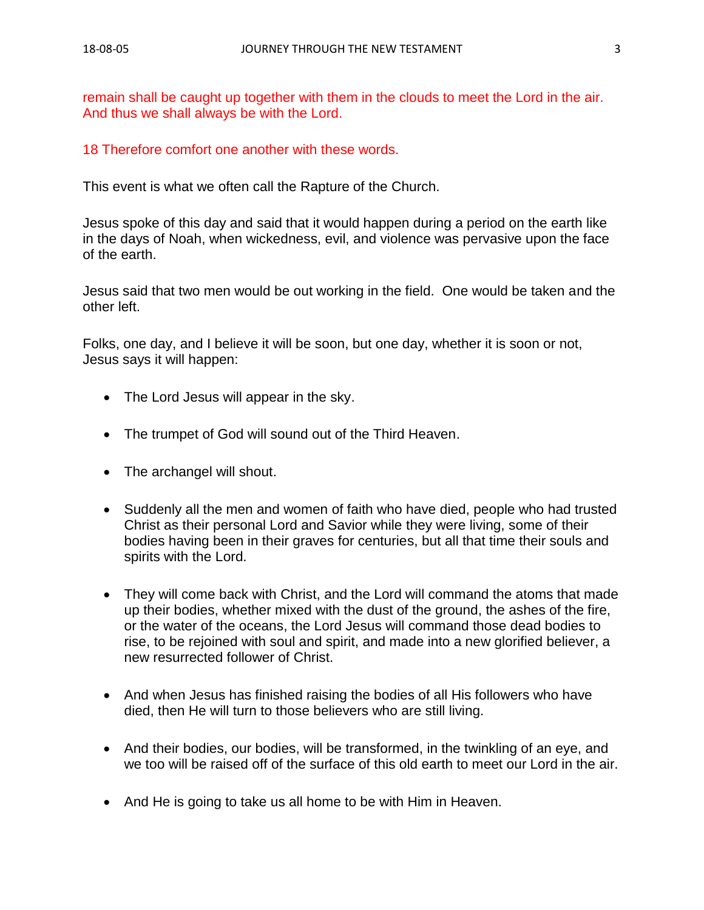remain shall be caught up together with them in the clouds to meet the Lord in the air. And thus we shall always be with the Lord.

18 Therefore comfort one another with these words.

This event is what we often call the Rapture of the Church.

Jesus spoke of this day and said that it would happen during a period on the earth like in the days of Noah, when wickedness, evil, and violence was pervasive upon the face of the earth.

Jesus said that two men would be out working in the field. One would be taken and the other left.

Folks, one day, and I believe it will be soon, but one day, whether it is soon or not, Jesus says it will happen:

- The Lord Jesus will appear in the sky.
- The trumpet of God will sound out of the Third Heaven.
- The archangel will shout.
- Suddenly all the men and women of faith who have died, people who had trusted Christ as their personal Lord and Savior while they were living, some of their bodies having been in their graves for centuries, but all that time their souls and spirits with the Lord.
- They will come back with Christ, and the Lord will command the atoms that made up their bodies, whether mixed with the dust of the ground, the ashes of the fire, or the water of the oceans, the Lord Jesus will command those dead bodies to rise, to be rejoined with soul and spirit, and made into a new glorified believer, a new resurrected follower of Christ.
- And when Jesus has finished raising the bodies of all His followers who have died, then He will turn to those believers who are still living.
- And their bodies, our bodies, will be transformed, in the twinkling of an eye, and we too will be raised off of the surface of this old earth to meet our Lord in the air.
- And He is going to take us all home to be with Him in Heaven.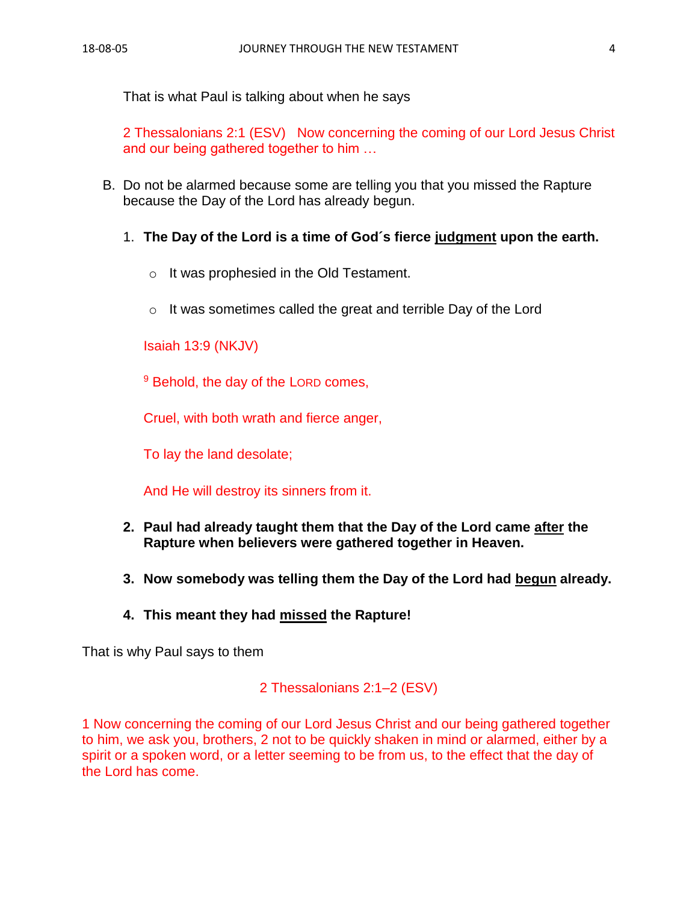That is what Paul is talking about when he says

2 Thessalonians 2:1 (ESV)   Now concerning the coming of our Lord Jesus Christ and our being gathered together to him …

B. Do not be alarmed because some are telling you that you missed the Rapture because the Day of the Lord has already begun.

   1. **The Day of the Lord is a time of God´s fierce <u>judgment</u> upon the earth.**

      - It was prophesied in the Old Testament.

      - It was sometimes called the great and terrible Day of the Lord

   Isaiah 13:9 (NKJV)

   [9] Behold, the day of the LORD comes,

   Cruel, with both wrath and fierce anger,

   To lay the land desolate;

   And He will destroy its sinners from it.

   2. **Paul had already taught them that the Day of the Lord came <u>after</u> the Rapture when believers were gathered together in Heaven.**

   3. **Now somebody was telling them the Day of the Lord had <u>begun</u> already.**

   4. **This meant they had <u>missed</u> the Rapture!**

That is why Paul says to them

2 Thessalonians 2:1–2 (ESV)

1 Now concerning the coming of our Lord Jesus Christ and our being gathered together to him, we ask you, brothers, 2 not to be quickly shaken in mind or alarmed, either by a spirit or a spoken word, or a letter seeming to be from us, to the effect that the day of the Lord has come.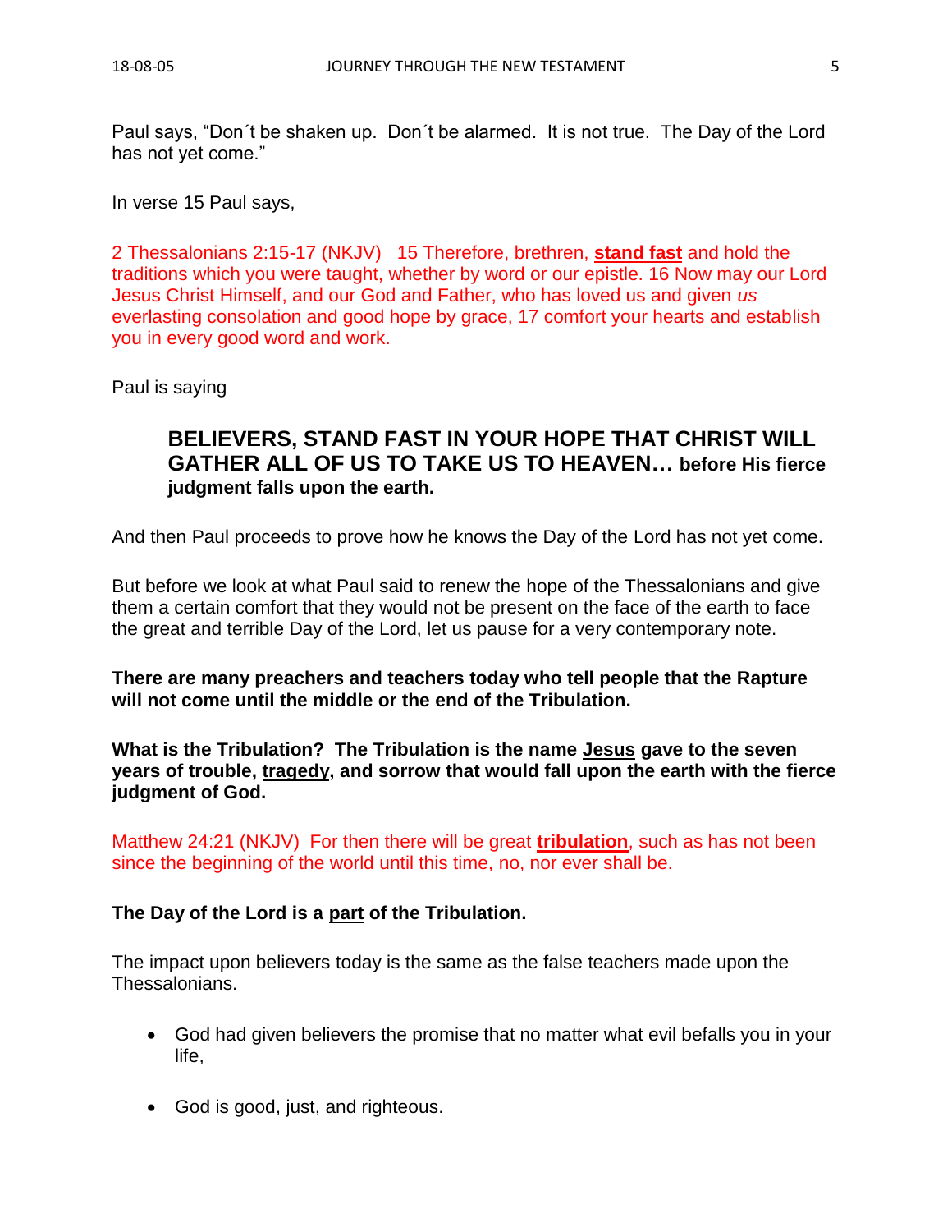Paul says, "Don´t be shaken up. Don´t be alarmed. It is not true. The Day of the Lord has not yet come."

In verse 15 Paul says,

2 Thessalonians 2:15-17 (NKJV) 15 Therefore, brethren, **stand fast** and hold the traditions which you were taught, whether by word or our epistle. 16 Now may our Lord Jesus Christ Himself, and our God and Father, who has loved us and given *us* everlasting consolation and good hope by grace, 17 comfort your hearts and establish you in every good word and work.

Paul is saying

> **BELIEVERS, STAND FAST IN YOUR HOPE THAT CHRIST WILL GATHER ALL OF US TO TAKE US TO HEAVEN… before His fierce judgment falls upon the earth.**

And then Paul proceeds to prove how he knows the Day of the Lord has not yet come.

But before we look at what Paul said to renew the hope of the Thessalonians and give them a certain comfort that they would not be present on the face of the earth to face the great and terrible Day of the Lord, let us pause for a very contemporary note.

**There are many preachers and teachers today who tell people that the Rapture will not come until the middle or the end of the Tribulation.**

**What is the Tribulation? The Tribulation is the name Jesus gave to the seven years of trouble, tragedy, and sorrow that would fall upon the earth with the fierce judgment of God.**

Matthew 24:21 (NKJV) For then there will be great **tribulation**, such as has not been since the beginning of the world until this time, no, nor ever shall be.

**The Day of the Lord is a part of the Tribulation.**

The impact upon believers today is the same as the false teachers made upon the Thessalonians.

- God had given believers the promise that no matter what evil befalls you in your life,
- God is good, just, and righteous.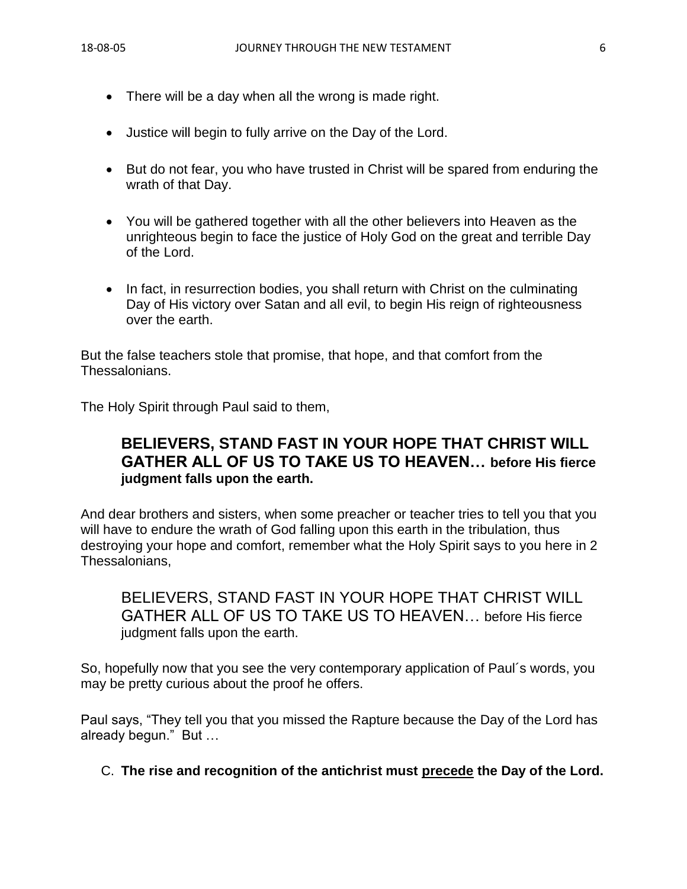- There will be a day when all the wrong is made right.
- Justice will begin to fully arrive on the Day of the Lord.
- But do not fear, you who have trusted in Christ will be spared from enduring the wrath of that Day.
- You will be gathered together with all the other believers into Heaven as the unrighteous begin to face the justice of Holy God on the great and terrible Day of the Lord.
- In fact, in resurrection bodies, you shall return with Christ on the culminating Day of His victory over Satan and all evil, to begin His reign of righteousness over the earth.

But the false teachers stole that promise, that hope, and that comfort from the Thessalonians.

The Holy Spirit through Paul said to them,

> **BELIEVERS, STAND FAST IN YOUR HOPE THAT CHRIST WILL GATHER ALL OF US TO TAKE US TO HEAVEN… before His fierce judgment falls upon the earth.**

And dear brothers and sisters, when some preacher or teacher tries to tell you that you will have to endure the wrath of God falling upon this earth in the tribulation, thus destroying your hope and comfort, remember what the Holy Spirit says to you here in 2 Thessalonians,

> BELIEVERS, STAND FAST IN YOUR HOPE THAT CHRIST WILL GATHER ALL OF US TO TAKE US TO HEAVEN… before His fierce judgment falls upon the earth.

So, hopefully now that you see the very contemporary application of Paul´s words, you may be pretty curious about the proof he offers.

Paul says, “They tell you that you missed the Rapture because the Day of the Lord has already begun.” But …

C. **The rise and recognition of the antichrist must <u>precede</u> the Day of the Lord.**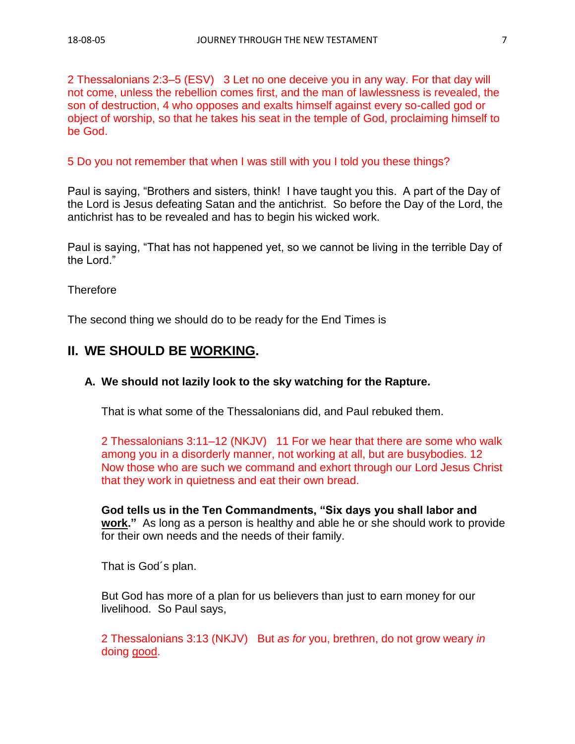2 Thessalonians 2:3–5 (ESV) 3 Let no one deceive you in any way. For that day will not come, unless the rebellion comes first, and the man of lawlessness is revealed, the son of destruction, 4 who opposes and exalts himself against every so-called god or object of worship, so that he takes his seat in the temple of God, proclaiming himself to be God.

5 Do you not remember that when I was still with you I told you these things?

Paul is saying, “Brothers and sisters, think! I have taught you this. A part of the Day of the Lord is Jesus defeating Satan and the antichrist. So before the Day of the Lord, the antichrist has to be revealed and has to begin his wicked work.

Paul is saying, “That has not happened yet, so we cannot be living in the terrible Day of the Lord.”

Therefore

The second thing we should do to be ready for the End Times is

## II. WE SHOULD BE <u>WORKING</u>.

### A. We should not lazily look to the sky watching for the Rapture.

That is what some of the Thessalonians did, and Paul rebuked them.

2 Thessalonians 3:11–12 (NKJV) 11 For we hear that there are some who walk among you in a disorderly manner, not working at all, but are busybodies. 12 Now those who are such we command and exhort through our Lord Jesus Christ that they work in quietness and eat their own bread.

**God tells us in the Ten Commandments, “Six days you shall labor and <u>work</u>.”** As long as a person is healthy and able he or she should work to provide for their own needs and the needs of their family.

That is God´s plan.

But God has more of a plan for us believers than just to earn money for our livelihood. So Paul says,

2 Thessalonians 3:13 (NKJV) But *as for* you, brethren, do not grow weary *in* doing <u>good</u>.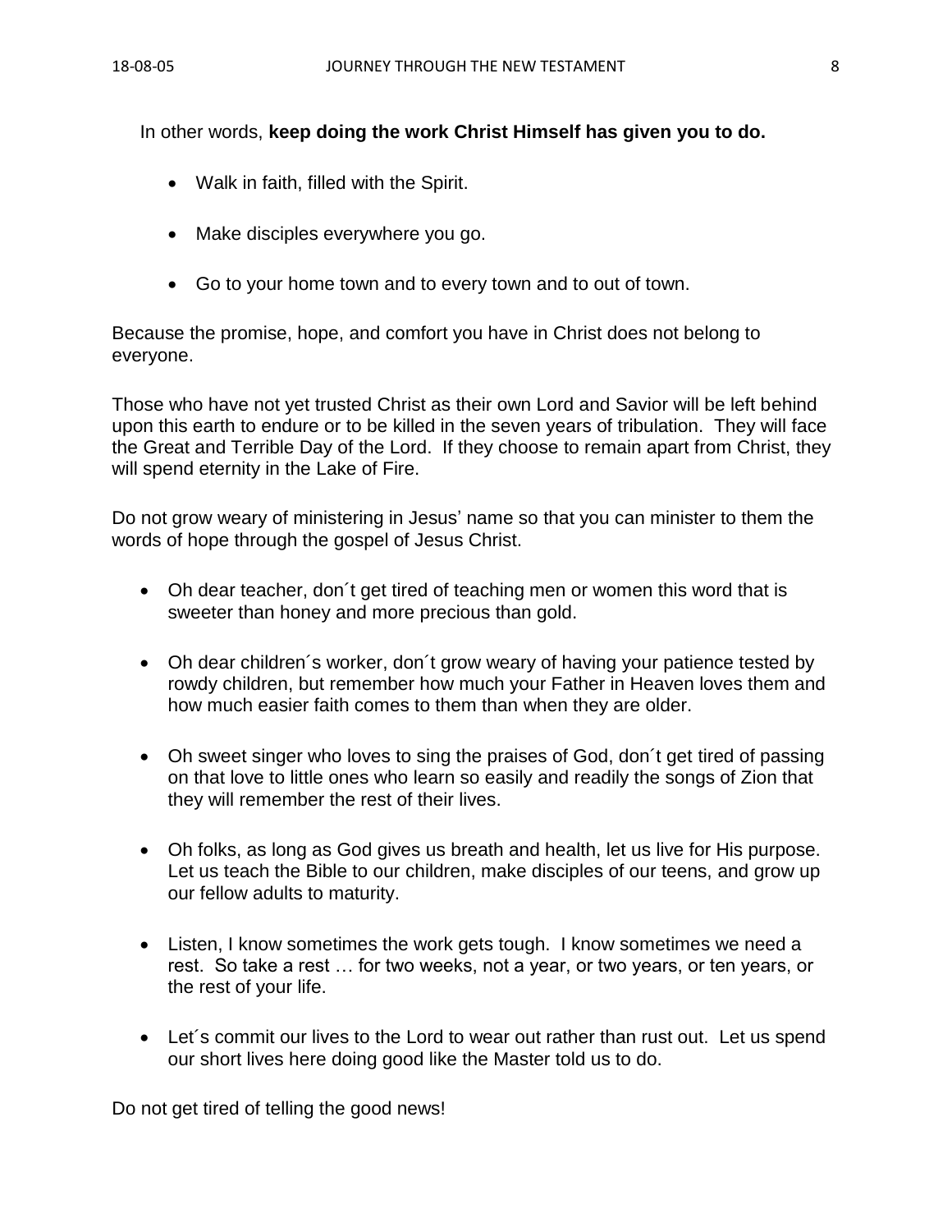In other words, **keep doing the work Christ Himself has given you to do.**

- Walk in faith, filled with the Spirit.
- Make disciples everywhere you go.
- Go to your home town and to every town and to out of town.

Because the promise, hope, and comfort you have in Christ does not belong to everyone.

Those who have not yet trusted Christ as their own Lord and Savior will be left behind upon this earth to endure or to be killed in the seven years of tribulation. They will face the Great and Terrible Day of the Lord. If they choose to remain apart from Christ, they will spend eternity in the Lake of Fire.

Do not grow weary of ministering in Jesus' name so that you can minister to them the words of hope through the gospel of Jesus Christ.

- Oh dear teacher, don´t get tired of teaching men or women this word that is sweeter than honey and more precious than gold.
- Oh dear children´s worker, don´t grow weary of having your patience tested by rowdy children, but remember how much your Father in Heaven loves them and how much easier faith comes to them than when they are older.
- Oh sweet singer who loves to sing the praises of God, don´t get tired of passing on that love to little ones who learn so easily and readily the songs of Zion that they will remember the rest of their lives.
- Oh folks, as long as God gives us breath and health, let us live for His purpose. Let us teach the Bible to our children, make disciples of our teens, and grow up our fellow adults to maturity.
- Listen, I know sometimes the work gets tough. I know sometimes we need a rest. So take a rest … for two weeks, not a year, or two years, or ten years, or the rest of your life.
- Let´s commit our lives to the Lord to wear out rather than rust out. Let us spend our short lives here doing good like the Master told us to do.

Do not get tired of telling the good news!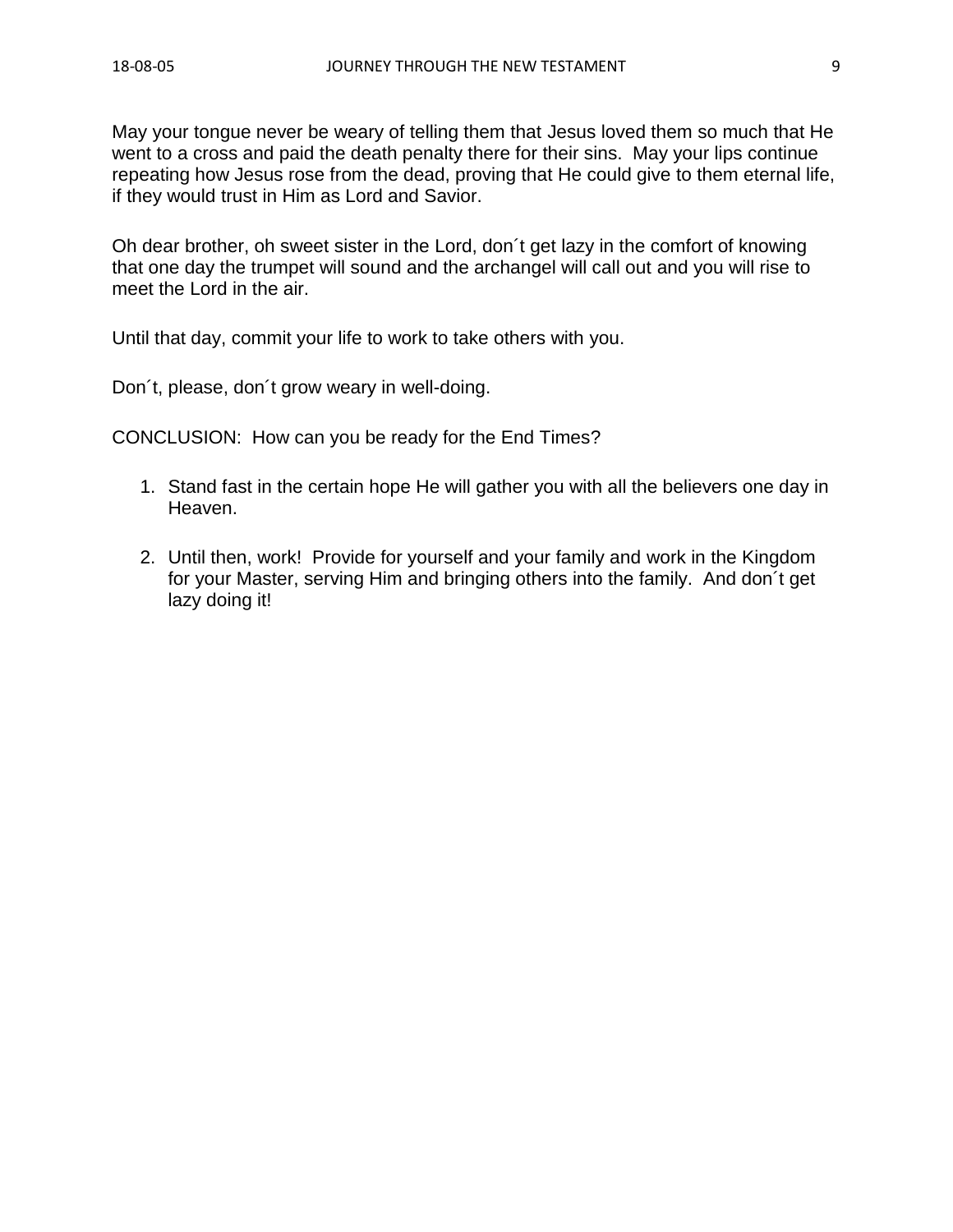May your tongue never be weary of telling them that Jesus loved them so much that He went to a cross and paid the death penalty there for their sins. May your lips continue repeating how Jesus rose from the dead, proving that He could give to them eternal life, if they would trust in Him as Lord and Savior.

Oh dear brother, oh sweet sister in the Lord, don´t get lazy in the comfort of knowing that one day the trumpet will sound and the archangel will call out and you will rise to meet the Lord in the air.

Until that day, commit your life to work to take others with you.

Don´t, please, don´t grow weary in well-doing.

CONCLUSION: How can you be ready for the End Times?

1. Stand fast in the certain hope He will gather you with all the believers one day in Heaven.

2. Until then, work! Provide for yourself and your family and work in the Kingdom for your Master, serving Him and bringing others into the family. And don´t get lazy doing it!